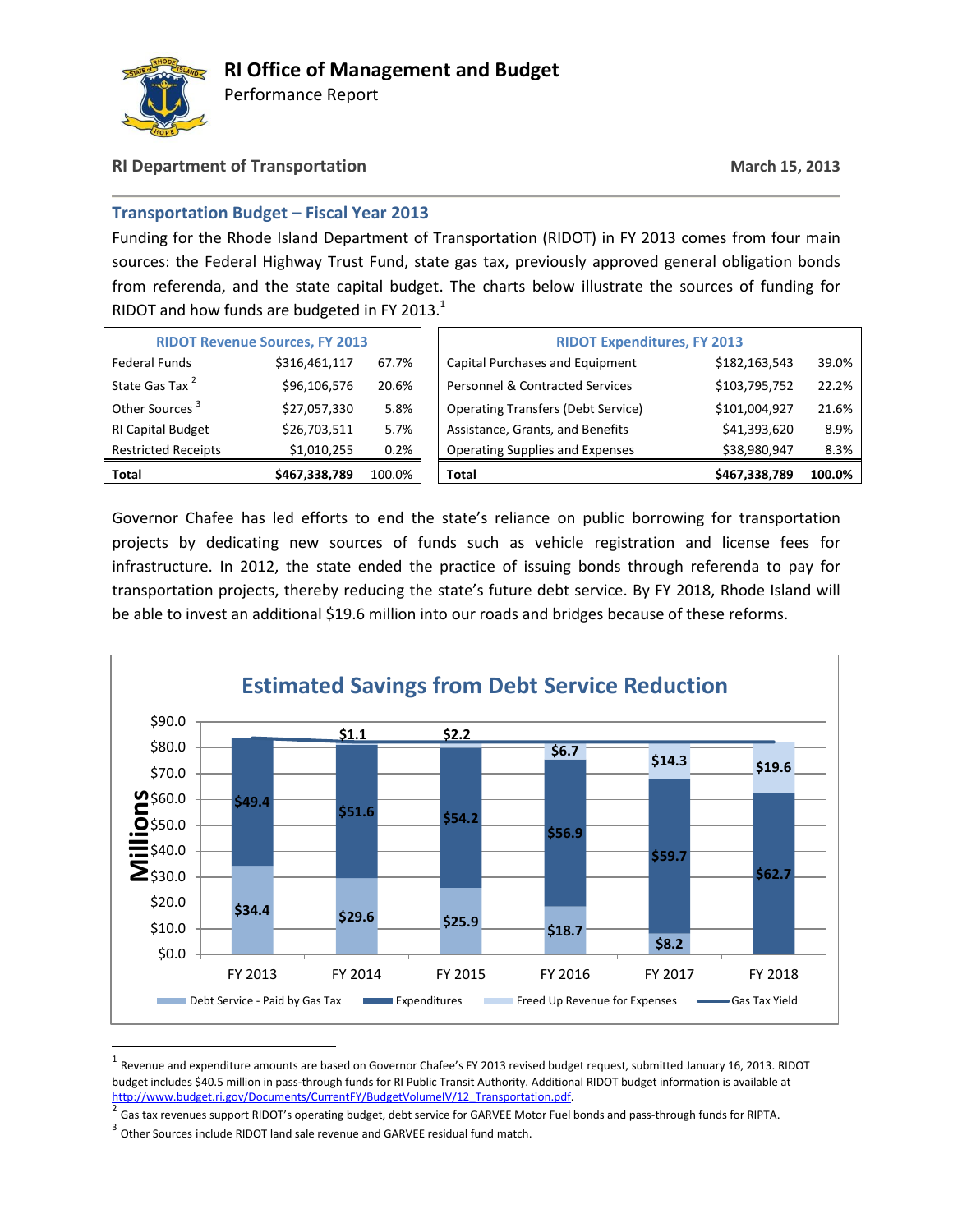# RI Office of Management and Budget

Performance Report

**RI Department of Transportation** **March 15, 2013**

## Transportation Budget – Fiscal Year 2013

Funding for the Rhode Island Department of Transportation (RIDOT) in FY 2013 comes from four main sources: the Federal Highway Trust Fund, state gas tax, previously approved general obligation bonds from referenda, and the state capital budget. The charts below illustrate the sources of funding for RIDOT and how funds are budgeted in FY 2013.[1]

| RIDOT Revenue Sources, FY 2013 | | |
|---|---|---|
| Federal Funds | $316,461,117 | 67.7% |
| State Gas Tax [2] | $96,106,576 | 20.6% |
| Other Sources [3] | $27,057,330 | 5.8% |
| RI Capital Budget | $26,703,511 | 5.7% |
| Restricted Receipts | $1,010,255 | 0.2% |
| **Total** | **$467,338,789** | 100.0% |

| RIDOT Expenditures, FY 2013 | | |
|---|---|---|
| Capital Purchases and Equipment | $182,163,543 | 39.0% |
| Personnel & Contracted Services | $103,795,752 | 22.2% |
| Operating Transfers (Debt Service) | $101,004,927 | 21.6% |
| Assistance, Grants, and Benefits | $41,393,620 | 8.9% |
| Operating Supplies and Expenses | $38,980,947 | 8.3% |
| **Total** | **$467,338,789** | **100.0%** |

Governor Chafee has led efforts to end the state's reliance on public borrowing for transportation projects by dedicating new sources of funds such as vehicle registration and license fees for infrastructure. In 2012, the state ended the practice of issuing bonds through referenda to pay for transportation projects, thereby reducing the state's future debt service. By FY 2018, Rhode Island will be able to invest an additional $19.6 million into our roads and bridges because of these reforms.

**Estimated Savings from Debt Service Reduction** (Millions)

| | FY 2013 | FY 2014 | FY 2015 | FY 2016 | FY 2017 | FY 2018 |
|---|---|---|---|---|---|---|
| Debt Service - Paid by Gas Tax | $34.4 | $29.6 | $25.9 | $18.7 | $8.2 | |
| Expenditures | $49.4 | $51.6 | $54.2 | $56.9 | $59.7 | $62.7 |
| Freed Up Revenue for Expenses | | $1.1 | $2.2 | $6.7 | $14.3 | $19.6 |

---

[1] Revenue and expenditure amounts are based on Governor Chafee's FY 2013 revised budget request, submitted January 16, 2013. RIDOT budget includes $40.5 million in pass-through funds for RI Public Transit Authority. Additional RIDOT budget information is available at http://www.budget.ri.gov/Documents/CurrentFY/BudgetVolumeIV/12_Transportation.pdf.

[2] Gas tax revenues support RIDOT's operating budget, debt service for GARVEE Motor Fuel bonds and pass-through funds for RIPTA.

[3] Other Sources include RIDOT land sale revenue and GARVEE residual fund match.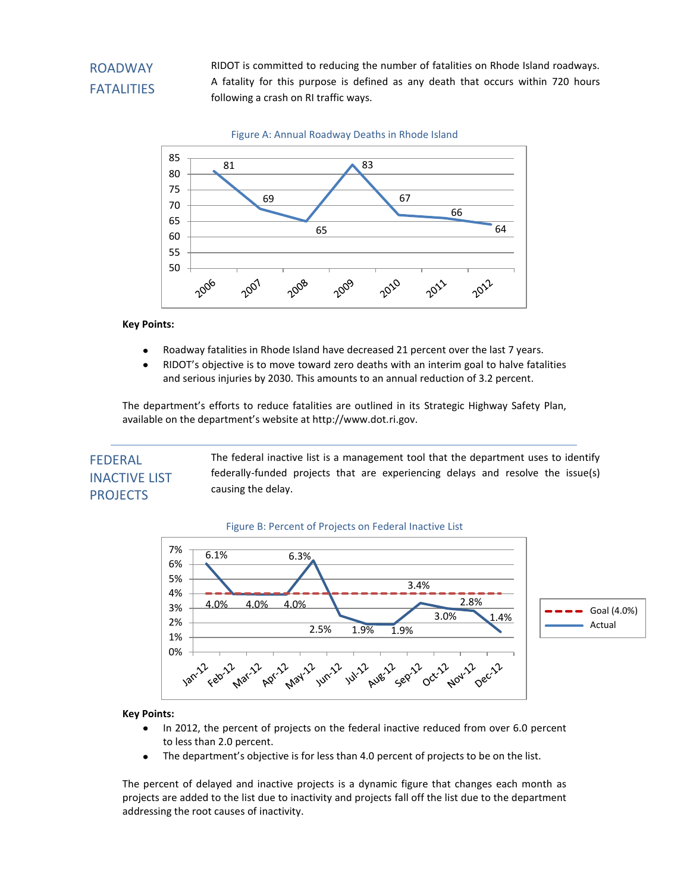## ROADWAY FATALITIES

RIDOT is committed to reducing the number of fatalities on Rhode Island roadways. A fatality for this purpose is defined as any death that occurs within 720 hours following a crash on RI traffic ways.

Figure A: Annual Roadway Deaths in Rhode Island

| Year | Deaths |
|---|---|
| 2006 | 81 |
| 2007 | 69 |
| 2008 | 65 |
| 2009 | 83 |
| 2010 | 67 |
| 2011 | 66 |
| 2012 | 64 |

**Key Points:**

- Roadway fatalities in Rhode Island have decreased 21 percent over the last 7 years.
- RIDOT's objective is to move toward zero deaths with an interim goal to halve fatalities and serious injuries by 2030. This amounts to an annual reduction of 3.2 percent.

The department's efforts to reduce fatalities are outlined in its Strategic Highway Safety Plan, available on the department's website at http://www.dot.ri.gov.

## FEDERAL INACTIVE LIST PROJECTS

The federal inactive list is a management tool that the department uses to identify federally-funded projects that are experiencing delays and resolve the issue(s) causing the delay.

Figure B: Percent of Projects on Federal Inactive List

| Month | Actual | Goal |
|---|---|---|
| Jan-12 | 6.1% | 4.0% |
| Feb-12 | 4.0% | 4.0% |
| Mar-12 | 4.0% | 4.0% |
| Apr-12 | 4.0% | 4.0% |
| May-12 | 6.3% | 4.0% |
| Jun-12 | 2.5% | 4.0% |
| Jul-12 | 1.9% | 4.0% |
| Aug-12 | 1.9% | 4.0% |
| Sep-12 | 3.4% | 4.0% |
| Oct-12 | 3.0% | 4.0% |
| Nov-12 | 2.8% | 4.0% |
| Dec-12 | 1.4% | 4.0% |

**Key Points:**

- In 2012, the percent of projects on the federal inactive reduced from over 6.0 percent to less than 2.0 percent.
- The department's objective is for less than 4.0 percent of projects to be on the list.

The percent of delayed and inactive projects is a dynamic figure that changes each month as projects are added to the list due to inactivity and projects fall off the list due to the department addressing the root causes of inactivity.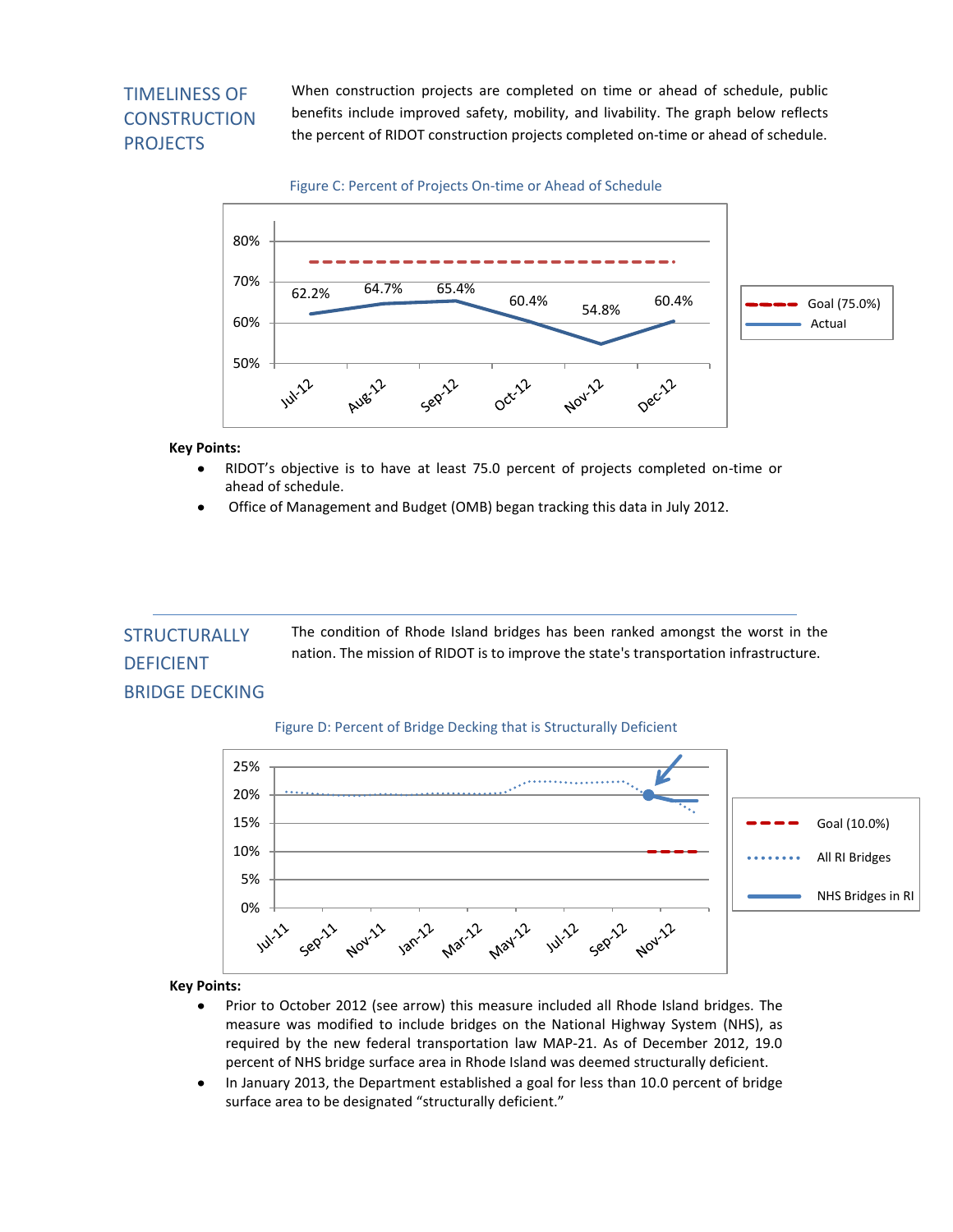## TIMELINESS OF CONSTRUCTION PROJECTS

When construction projects are completed on time or ahead of schedule, public benefits include improved safety, mobility, and livability. The graph below reflects the percent of RIDOT construction projects completed on-time or ahead of schedule.

Figure C: Percent of Projects On-time or Ahead of Schedule

| Month | Goal (75.0%) | Actual |
|---|---|---|
| Jul-12 | 75.0% | 62.2% |
| Aug-12 | 75.0% | 64.7% |
| Sep-12 | 75.0% | 65.4% |
| Oct-12 | 75.0% | 60.4% |
| Nov-12 | 75.0% | 54.8% |
| Dec-12 | 75.0% | 60.4% |

**Key Points:**

- RIDOT's objective is to have at least 75.0 percent of projects completed on-time or ahead of schedule.
- Office of Management and Budget (OMB) began tracking this data in July 2012.

## STRUCTURALLY DEFICIENT BRIDGE DECKING

The condition of Rhode Island bridges has been ranked amongst the worst in the nation. The mission of RIDOT is to improve the state's transportation infrastructure.

Figure D: Percent of Bridge Decking that is Structurally Deficient

Legend: Goal (10.0%); All RI Bridges; NHS Bridges in RI

**Key Points:**

- Prior to October 2012 (see arrow) this measure included all Rhode Island bridges. The measure was modified to include bridges on the National Highway System (NHS), as required by the new federal transportation law MAP-21. As of December 2012, 19.0 percent of NHS bridge surface area in Rhode Island was deemed structurally deficient.
- In January 2013, the Department established a goal for less than 10.0 percent of bridge surface area to be designated "structurally deficient."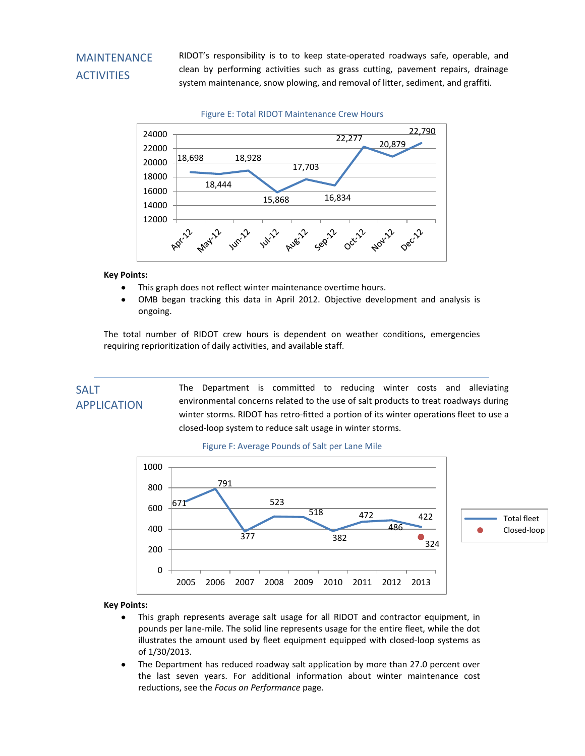## MAINTENANCE ACTIVITIES

RIDOT's responsibility is to to keep state-operated roadways safe, operable, and clean by performing activities such as grass cutting, pavement repairs, drainage system maintenance, snow plowing, and removal of litter, sediment, and graffiti.

Figure E: Total RIDOT Maintenance Crew Hours

| Month | Crew Hours |
|---|---|
| Apr-12 | 18,698 |
| May-12 | 18,444 |
| Jun-12 | 18,928 |
| Jul-12 | 15,868 |
| Aug-12 | 17,703 |
| Sep-12 | 16,834 |
| Oct-12 | 22,277 |
| Nov-12 | 20,879 |
| Dec-12 | 22,790 |

**Key Points:**

- This graph does not reflect winter maintenance overtime hours.
- OMB began tracking this data in April 2012. Objective development and analysis is ongoing.

The total number of RIDOT crew hours is dependent on weather conditions, emergencies requiring reprioritization of daily activities, and available staff.

## SALT APPLICATION

The Department is committed to reducing winter costs and alleviating environmental concerns related to the use of salt products to treat roadways during winter storms. RIDOT has retro-fitted a portion of its winter operations fleet to use a closed-loop system to reduce salt usage in winter storms.

Figure F: Average Pounds of Salt per Lane Mile

| Year | Total fleet | Closed-loop |
|---|---|---|
| 2005 | 671 | |
| 2006 | 791 | |
| 2007 | 377 | |
| 2008 | 523 | |
| 2009 | 518 | |
| 2010 | 382 | |
| 2011 | 472 | |
| 2012 | 486 | |
| 2013 | 422 | 324 |

**Key Points:**

- This graph represents average salt usage for all RIDOT and contractor equipment, in pounds per lane-mile. The solid line represents usage for the entire fleet, while the dot illustrates the amount used by fleet equipment equipped with closed-loop systems as of 1/30/2013.
- The Department has reduced roadway salt application by more than 27.0 percent over the last seven years. For additional information about winter maintenance cost reductions, see the *Focus on Performance* page.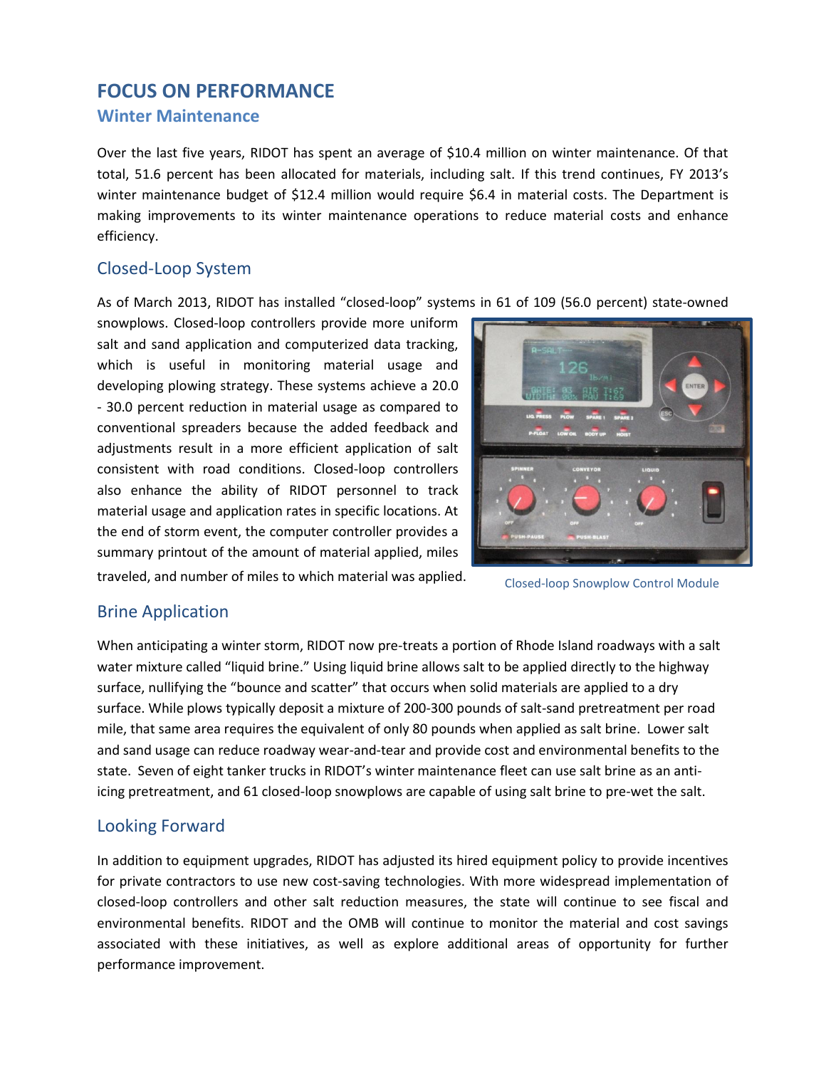# FOCUS ON PERFORMANCE

## Winter Maintenance

Over the last five years, RIDOT has spent an average of $10.4 million on winter maintenance. Of that total, 51.6 percent has been allocated for materials, including salt. If this trend continues, FY 2013's winter maintenance budget of $12.4 million would require $6.4 in material costs. The Department is making improvements to its winter maintenance operations to reduce material costs and enhance efficiency.

### Closed-Loop System

As of March 2013, RIDOT has installed "closed-loop" systems in 61 of 109 (56.0 percent) state-owned snowplows. Closed-loop controllers provide more uniform salt and sand application and computerized data tracking, which is useful in monitoring material usage and developing plowing strategy. These systems achieve a 20.0 - 30.0 percent reduction in material usage as compared to conventional spreaders because the added feedback and adjustments result in a more efficient application of salt consistent with road conditions. Closed-loop controllers also enhance the ability of RIDOT personnel to track material usage and application rates in specific locations. At the end of storm event, the computer controller provides a summary printout of the amount of material applied, miles traveled, and number of miles to which material was applied.

Closed-loop Snowplow Control Module

### Brine Application

When anticipating a winter storm, RIDOT now pre-treats a portion of Rhode Island roadways with a salt water mixture called "liquid brine." Using liquid brine allows salt to be applied directly to the highway surface, nullifying the "bounce and scatter" that occurs when solid materials are applied to a dry surface. While plows typically deposit a mixture of 200-300 pounds of salt-sand pretreatment per road mile, that same area requires the equivalent of only 80 pounds when applied as salt brine. Lower salt and sand usage can reduce roadway wear-and-tear and provide cost and environmental benefits to the state. Seven of eight tanker trucks in RIDOT's winter maintenance fleet can use salt brine as an anti-icing pretreatment, and 61 closed-loop snowplows are capable of using salt brine to pre-wet the salt.

### Looking Forward

In addition to equipment upgrades, RIDOT has adjusted its hired equipment policy to provide incentives for private contractors to use new cost-saving technologies. With more widespread implementation of closed-loop controllers and other salt reduction measures, the state will continue to see fiscal and environmental benefits. RIDOT and the OMB will continue to monitor the material and cost savings associated with these initiatives, as well as explore additional areas of opportunity for further performance improvement.